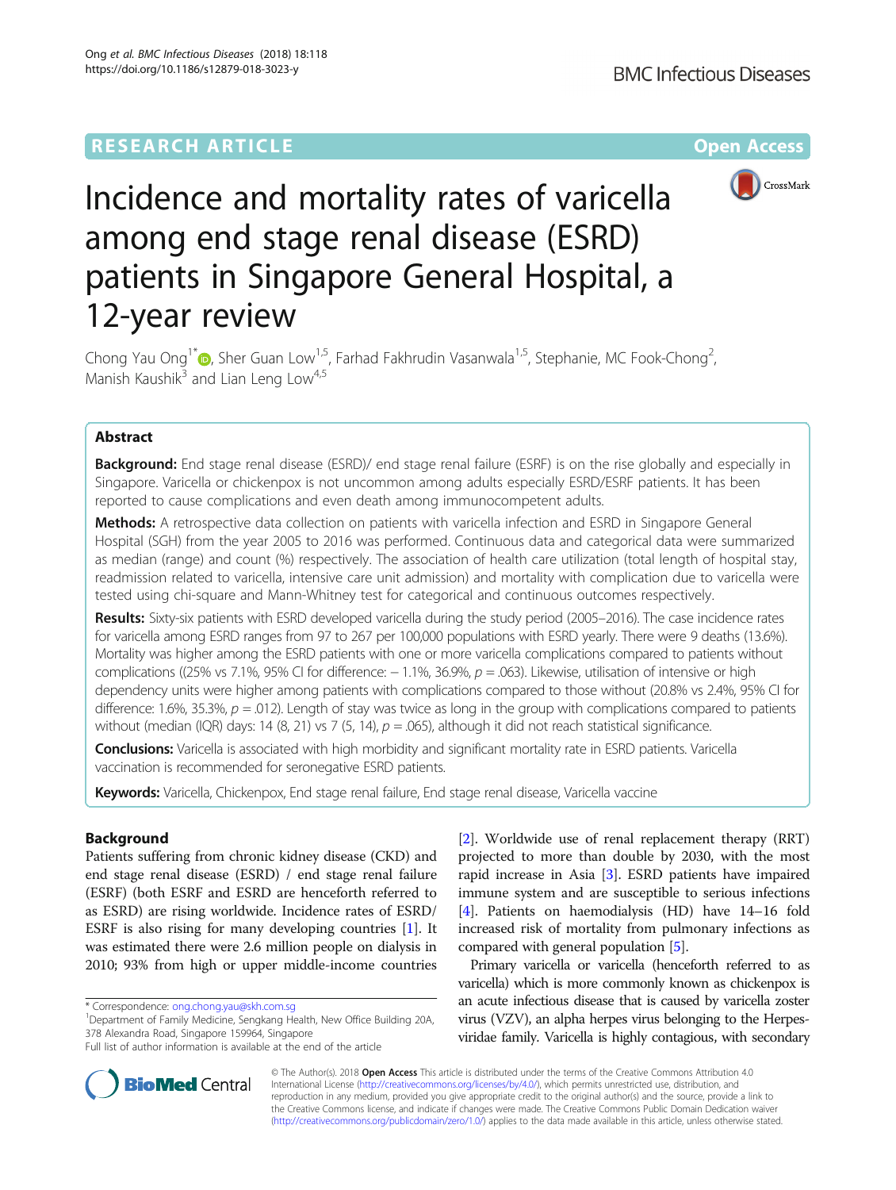RESEARCH ARTICLE

Open Access

# Incidence and mortality rates of varicella among end stage renal disease (ESRD) patients in Singapore General Hospital, a 12-year review

Chong Yau Ong[1*], Sher Guan Low[1,5], Farhad Fakhrudin Vasanwala[1,5], Stephanie, MC Fook-Chong[2], Manish Kaushik[3] and Lian Leng Low[4,5]

## Abstract

**Background:** End stage renal disease (ESRD)/ end stage renal failure (ESRF) is on the rise globally and especially in Singapore. Varicella or chickenpox is not uncommon among adults especially ESRD/ESRF patients. It has been reported to cause complications and even death among immunocompetent adults.

**Methods:** A retrospective data collection on patients with varicella infection and ESRD in Singapore General Hospital (SGH) from the year 2005 to 2016 was performed. Continuous data and categorical data were summarized as median (range) and count (%) respectively. The association of health care utilization (total length of hospital stay, readmission related to varicella, intensive care unit admission) and mortality with complication due to varicella were tested using chi-square and Mann-Whitney test for categorical and continuous outcomes respectively.

**Results:** Sixty-six patients with ESRD developed varicella during the study period (2005–2016). The case incidence rates for varicella among ESRD ranges from 97 to 267 per 100,000 populations with ESRD yearly. There were 9 deaths (13.6%). Mortality was higher among the ESRD patients with one or more varicella complications compared to patients without complications ((25% vs 7.1%, 95% CI for difference: − 1.1%, 36.9%, $p = .063$). Likewise, utilisation of intensive or high dependency units were higher among patients with complications compared to those without (20.8% vs 2.4%, 95% CI for difference: 1.6%, 35.3%, $p = .012$). Length of stay was twice as long in the group with complications compared to patients without (median (IQR) days: 14 (8, 21) vs 7 (5, 14), $p = .065$), although it did not reach statistical significance.

**Conclusions:** Varicella is associated with high morbidity and significant mortality rate in ESRD patients. Varicella vaccination is recommended for seronegative ESRD patients.

**Keywords:** Varicella, Chickenpox, End stage renal failure, End stage renal disease, Varicella vaccine

## Background

Patients suffering from chronic kidney disease (CKD) and end stage renal disease (ESRD) / end stage renal failure (ESRF) (both ESRF and ESRD are henceforth referred to as ESRD) are rising worldwide. Incidence rates of ESRD/ ESRF is also rising for many developing countries [1]. It was estimated there were 2.6 million people on dialysis in 2010; 93% from high or upper middle-income countries [2]. Worldwide use of renal replacement therapy (RRT) projected to more than double by 2030, with the most rapid increase in Asia [3]. ESRD patients have impaired immune system and are susceptible to serious infections [4]. Patients on haemodialysis (HD) have 14–16 fold increased risk of mortality from pulmonary infections as compared with general population [5].

Primary varicella or varicella (henceforth referred to as varicella) which is more commonly known as chickenpox is an acute infectious disease that is caused by varicella zoster virus (VZV), an alpha herpes virus belonging to the Herpesviridae family. Varicella is highly contagious, with secondary

\* Correspondence: ong.chong.yau@skh.com.sg
[1]Department of Family Medicine, Sengkang Health, New Office Building 20A, 378 Alexandra Road, Singapore 159964, Singapore
Full list of author information is available at the end of the article

© The Author(s). 2018 **Open Access** This article is distributed under the terms of the Creative Commons Attribution 4.0 International License (http://creativecommons.org/licenses/by/4.0/), which permits unrestricted use, distribution, and reproduction in any medium, provided you give appropriate credit to the original author(s) and the source, provide a link to the Creative Commons license, and indicate if changes were made. The Creative Commons Public Domain Dedication waiver (http://creativecommons.org/publicdomain/zero/1.0/) applies to the data made available in this article, unless otherwise stated.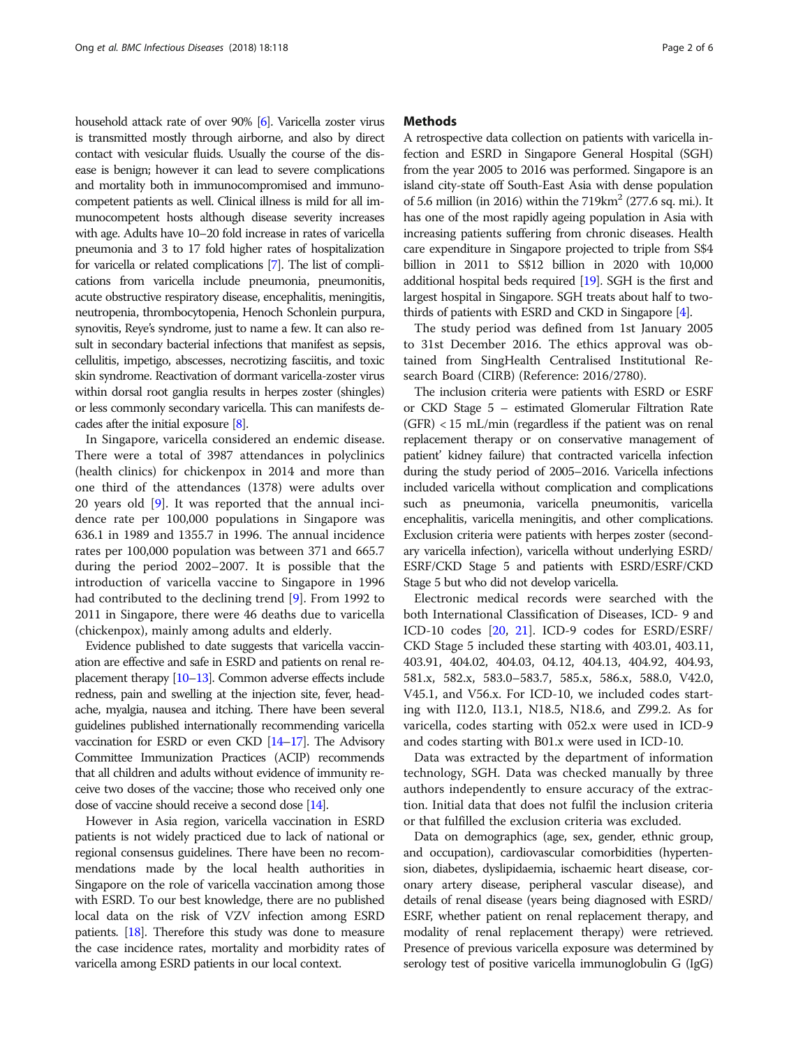household attack rate of over 90% [6]. Varicella zoster virus is transmitted mostly through airborne, and also by direct contact with vesicular fluids. Usually the course of the disease is benign; however it can lead to severe complications and mortality both in immunocompromised and immunocompetent patients as well. Clinical illness is mild for all immunocompetent hosts although disease severity increases with age. Adults have 10–20 fold increase in rates of varicella pneumonia and 3 to 17 fold higher rates of hospitalization for varicella or related complications [7]. The list of complications from varicella include pneumonia, pneumonitis, acute obstructive respiratory disease, encephalitis, meningitis, neutropenia, thrombocytopenia, Henoch Schonlein purpura, synovitis, Reye's syndrome, just to name a few. It can also result in secondary bacterial infections that manifest as sepsis, cellulitis, impetigo, abscesses, necrotizing fasciitis, and toxic skin syndrome. Reactivation of dormant varicella-zoster virus within dorsal root ganglia results in herpes zoster (shingles) or less commonly secondary varicella. This can manifests decades after the initial exposure [8].

In Singapore, varicella considered an endemic disease. There were a total of 3987 attendances in polyclinics (health clinics) for chickenpox in 2014 and more than one third of the attendances (1378) were adults over 20 years old [9]. It was reported that the annual incidence rate per 100,000 populations in Singapore was 636.1 in 1989 and 1355.7 in 1996. The annual incidence rates per 100,000 population was between 371 and 665.7 during the period 2002–2007. It is possible that the introduction of varicella vaccine to Singapore in 1996 had contributed to the declining trend [9]. From 1992 to 2011 in Singapore, there were 46 deaths due to varicella (chickenpox), mainly among adults and elderly.

Evidence published to date suggests that varicella vaccination are effective and safe in ESRD and patients on renal replacement therapy [10–13]. Common adverse effects include redness, pain and swelling at the injection site, fever, headache, myalgia, nausea and itching. There have been several guidelines published internationally recommending varicella vaccination for ESRD or even CKD [14–17]. The Advisory Committee Immunization Practices (ACIP) recommends that all children and adults without evidence of immunity receive two doses of the vaccine; those who received only one dose of vaccine should receive a second dose [14].

However in Asia region, varicella vaccination in ESRD patients is not widely practiced due to lack of national or regional consensus guidelines. There have been no recommendations made by the local health authorities in Singapore on the role of varicella vaccination among those with ESRD. To our best knowledge, there are no published local data on the risk of VZV infection among ESRD patients. [18]. Therefore this study was done to measure the case incidence rates, mortality and morbidity rates of varicella among ESRD patients in our local context.

## Methods

A retrospective data collection on patients with varicella infection and ESRD in Singapore General Hospital (SGH) from the year 2005 to 2016 was performed. Singapore is an island city-state off South-East Asia with dense population of 5.6 million (in 2016) within the 719km$^2$ (277.6 sq. mi.). It has one of the most rapidly ageing population in Asia with increasing patients suffering from chronic diseases. Health care expenditure in Singapore projected to triple from S$4 billion in 2011 to S$12 billion in 2020 with 10,000 additional hospital beds required [19]. SGH is the first and largest hospital in Singapore. SGH treats about half to two-thirds of patients with ESRD and CKD in Singapore [4].

The study period was defined from 1st January 2005 to 31st December 2016. The ethics approval was obtained from SingHealth Centralised Institutional Research Board (CIRB) (Reference: 2016/2780).

The inclusion criteria were patients with ESRD or ESRF or CKD Stage 5 – estimated Glomerular Filtration Rate (GFR) < 15 mL/min (regardless if the patient was on renal replacement therapy or on conservative management of patient' kidney failure) that contracted varicella infection during the study period of 2005–2016. Varicella infections included varicella without complication and complications such as pneumonia, varicella pneumonitis, varicella encephalitis, varicella meningitis, and other complications. Exclusion criteria were patients with herpes zoster (secondary varicella infection), varicella without underlying ESRD/ESRF/CKD Stage 5 and patients with ESRD/ESRF/CKD Stage 5 but who did not develop varicella.

Electronic medical records were searched with the both International Classification of Diseases, ICD- 9 and ICD-10 codes [20, 21]. ICD-9 codes for ESRD/ESRF/CKD Stage 5 included these starting with 403.01, 403.11, 403.91, 404.02, 404.03, 04.12, 404.13, 404.92, 404.93, 581.x, 582.x, 583.0–583.7, 585.x, 586.x, 588.0, V42.0, V45.1, and V56.x. For ICD-10, we included codes starting with I12.0, I13.1, N18.5, N18.6, and Z99.2. As for varicella, codes starting with 052.x were used in ICD-9 and codes starting with B01.x were used in ICD-10.

Data was extracted by the department of information technology, SGH. Data was checked manually by three authors independently to ensure accuracy of the extraction. Initial data that does not fulfil the inclusion criteria or that fulfilled the exclusion criteria was excluded.

Data on demographics (age, sex, gender, ethnic group, and occupation), cardiovascular comorbidities (hypertension, diabetes, dyslipidaemia, ischaemic heart disease, coronary artery disease, peripheral vascular disease), and details of renal disease (years being diagnosed with ESRD/ESRF, whether patient on renal replacement therapy, and modality of renal replacement therapy) were retrieved. Presence of previous varicella exposure was determined by serology test of positive varicella immunoglobulin G (IgG)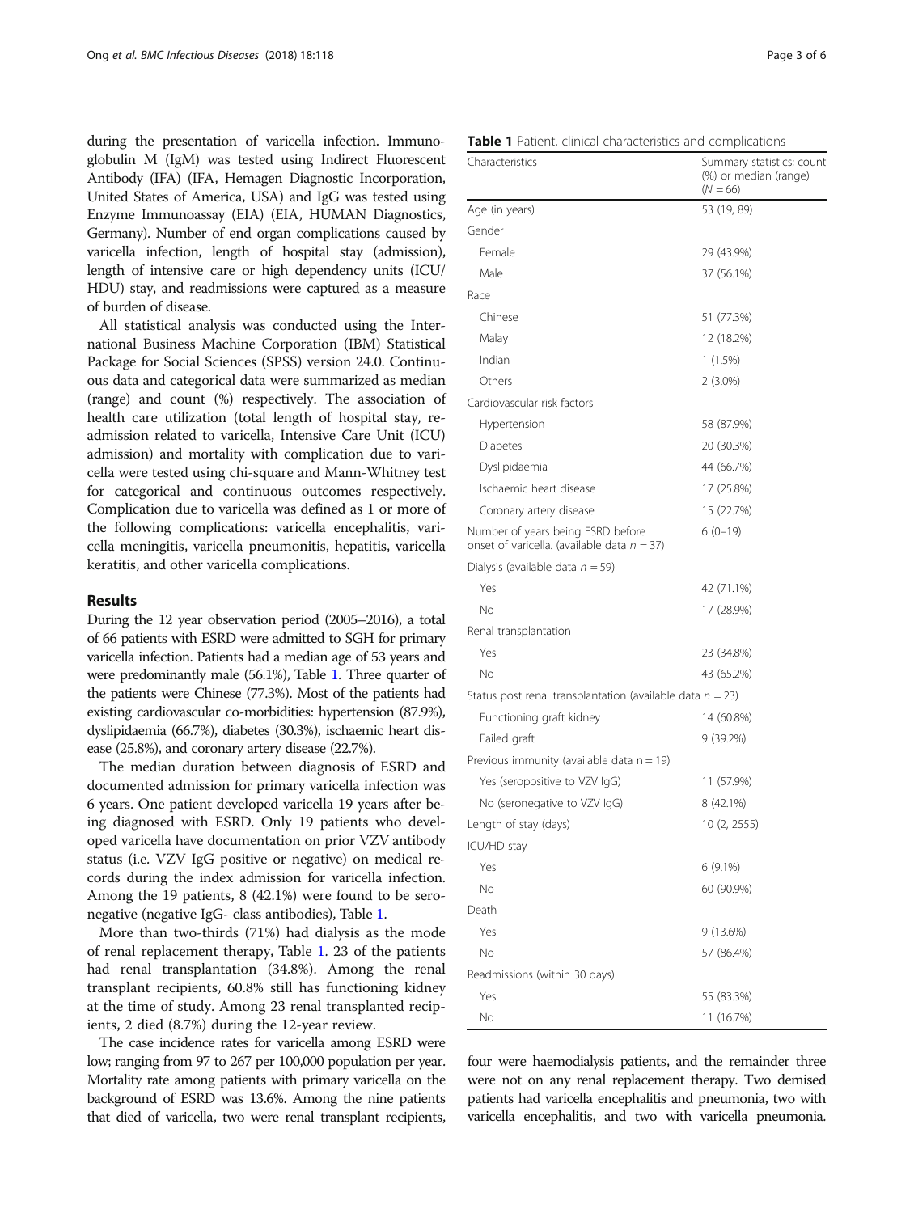during the presentation of varicella infection. Immunoglobulin M (IgM) was tested using Indirect Fluorescent Antibody (IFA) (IFA, Hemagen Diagnostic Incorporation, United States of America, USA) and IgG was tested using Enzyme Immunoassay (EIA) (EIA, HUMAN Diagnostics, Germany). Number of end organ complications caused by varicella infection, length of hospital stay (admission), length of intensive care or high dependency units (ICU/HDU) stay, and readmissions were captured as a measure of burden of disease.

All statistical analysis was conducted using the International Business Machine Corporation (IBM) Statistical Package for Social Sciences (SPSS) version 24.0. Continuous data and categorical data were summarized as median (range) and count (%) respectively. The association of health care utilization (total length of hospital stay, readmission related to varicella, Intensive Care Unit (ICU) admission) and mortality with complication due to varicella were tested using chi-square and Mann-Whitney test for categorical and continuous outcomes respectively. Complication due to varicella was defined as 1 or more of the following complications: varicella encephalitis, varicella meningitis, varicella pneumonitis, hepatitis, varicella keratitis, and other varicella complications.

## Results

During the 12 year observation period (2005–2016), a total of 66 patients with ESRD were admitted to SGH for primary varicella infection. Patients had a median age of 53 years and were predominantly male (56.1%), Table 1. Three quarter of the patients were Chinese (77.3%). Most of the patients had existing cardiovascular co-morbidities: hypertension (87.9%), dyslipidaemia (66.7%), diabetes (30.3%), ischaemic heart disease (25.8%), and coronary artery disease (22.7%).

The median duration between diagnosis of ESRD and documented admission for primary varicella infection was 6 years. One patient developed varicella 19 years after being diagnosed with ESRD. Only 19 patients who developed varicella have documentation on prior VZV antibody status (i.e. VZV IgG positive or negative) on medical records during the index admission for varicella infection. Among the 19 patients, 8 (42.1%) were found to be seronegative (negative IgG- class antibodies), Table 1.

More than two-thirds (71%) had dialysis as the mode of renal replacement therapy, Table 1. 23 of the patients had renal transplantation (34.8%). Among the renal transplant recipients, 60.8% still has functioning kidney at the time of study. Among 23 renal transplanted recipients, 2 died (8.7%) during the 12-year review.

The case incidence rates for varicella among ESRD were low; ranging from 97 to 267 per 100,000 population per year. Mortality rate among patients with primary varicella on the background of ESRD was 13.6%. Among the nine patients that died of varicella, two were renal transplant recipients, four were haemodialysis patients, and the remainder three were not on any renal replacement therapy. Two demised patients had varicella encephalitis and pneumonia, two with varicella encephalitis, and two with varicella pneumonia.

**Table 1** Patient, clinical characteristics and complications

| Characteristics | Summary statistics; count (%) or median (range) ($N = 66$) |
|---|---|
| Age (in years) | 53 (19, 89) |
| Gender | |
| Female | 29 (43.9%) |
| Male | 37 (56.1%) |
| Race | |
| Chinese | 51 (77.3%) |
| Malay | 12 (18.2%) |
| Indian | 1 (1.5%) |
| Others | 2 (3.0%) |
| Cardiovascular risk factors | |
| Hypertension | 58 (87.9%) |
| Diabetes | 20 (30.3%) |
| Dyslipidaemia | 44 (66.7%) |
| Ischaemic heart disease | 17 (25.8%) |
| Coronary artery disease | 15 (22.7%) |
| Number of years being ESRD before onset of varicella. (available data $n = 37$) | 6 (0–19) |
| Dialysis (available data $n = 59$) | |
| Yes | 42 (71.1%) |
| No | 17 (28.9%) |
| Renal transplantation | |
| Yes | 23 (34.8%) |
| No | 43 (65.2%) |
| Status post renal transplantation (available data $n = 23$) | |
| Functioning graft kidney | 14 (60.8%) |
| Failed graft | 9 (39.2%) |
| Previous immunity (available data $n = 19$) | |
| Yes (seropositive to VZV IgG) | 11 (57.9%) |
| No (seronegative to VZV IgG) | 8 (42.1%) |
| Length of stay (days) | 10 (2, 2555) |
| ICU/HD stay | |
| Yes | 6 (9.1%) |
| No | 60 (90.9%) |
| Death | |
| Yes | 9 (13.6%) |
| No | 57 (86.4%) |
| Readmissions (within 30 days) | |
| Yes | 55 (83.3%) |
| No | 11 (16.7%) |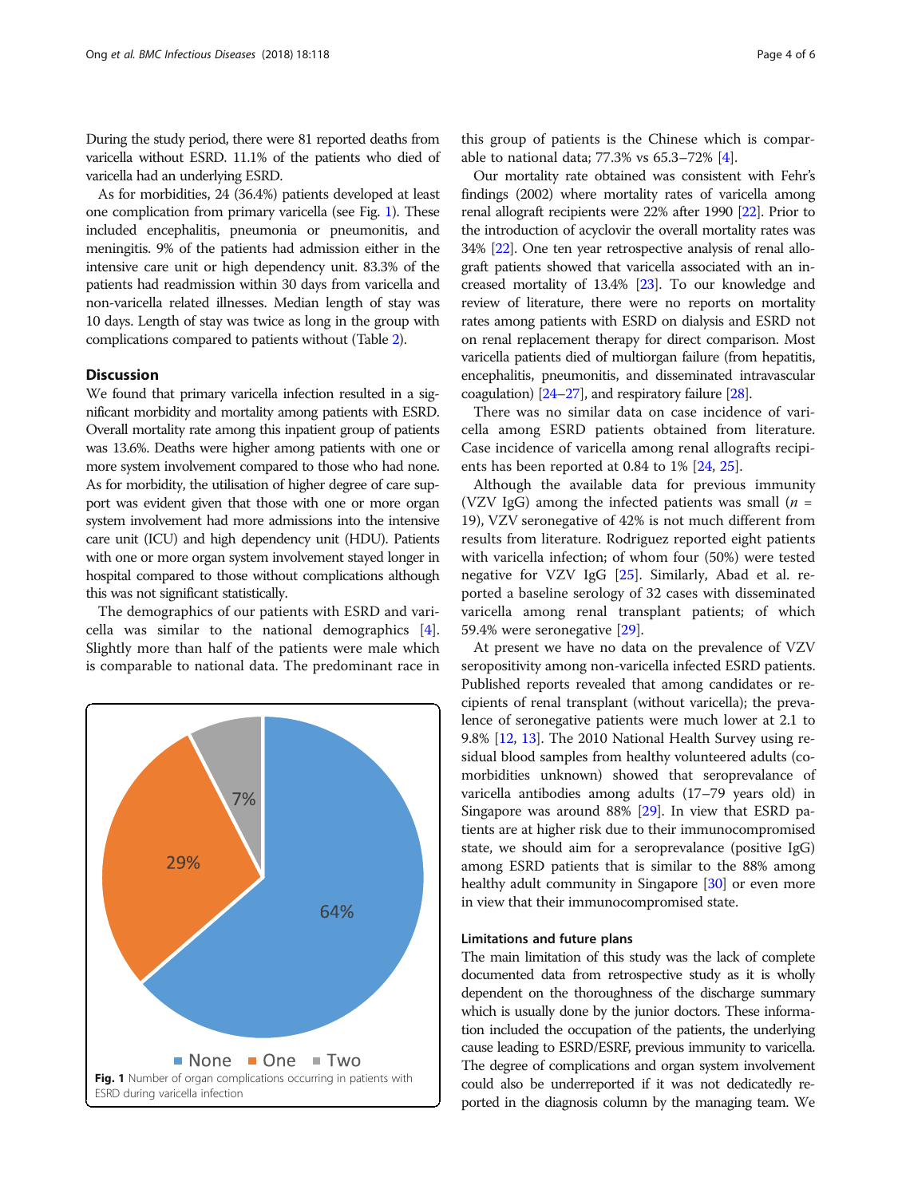During the study period, there were 81 reported deaths from varicella without ESRD. 11.1% of the patients who died of varicella had an underlying ESRD.

As for morbidities, 24 (36.4%) patients developed at least one complication from primary varicella (see Fig. 1). These included encephalitis, pneumonia or pneumonitis, and meningitis. 9% of the patients had admission either in the intensive care unit or high dependency unit. 83.3% of the patients had readmission within 30 days from varicella and non-varicella related illnesses. Median length of stay was 10 days. Length of stay was twice as long in the group with complications compared to patients without (Table 2).

## Discussion

We found that primary varicella infection resulted in a significant morbidity and mortality among patients with ESRD. Overall mortality rate among this inpatient group of patients was 13.6%. Deaths were higher among patients with one or more system involvement compared to those who had none. As for morbidity, the utilisation of higher degree of care support was evident given that those with one or more organ system involvement had more admissions into the intensive care unit (ICU) and high dependency unit (HDU). Patients with one or more organ system involvement stayed longer in hospital compared to those without complications although this was not significant statistically.

The demographics of our patients with ESRD and varicella was similar to the national demographics [4]. Slightly more than half of the patients were male which is comparable to national data. The predominant race in this group of patients is the Chinese which is comparable to national data; 77.3% vs 65.3–72% [4].

Our mortality rate obtained was consistent with Fehr's findings (2002) where mortality rates of varicella among renal allograft recipients were 22% after 1990 [22]. Prior to the introduction of acyclovir the overall mortality rates was 34% [22]. One ten year retrospective analysis of renal allograft patients showed that varicella associated with an increased mortality of 13.4% [23]. To our knowledge and review of literature, there were no reports on mortality rates among patients with ESRD on dialysis and ESRD not on renal replacement therapy for direct comparison. Most varicella patients died of multiorgan failure (from hepatitis, encephalitis, pneumonitis, and disseminated intravascular coagulation) [24–27], and respiratory failure [28].

There was no similar data on case incidence of varicella among ESRD patients obtained from literature. Case incidence of varicella among renal allografts recipients has been reported at 0.84 to 1% [24, 25].

Although the available data for previous immunity (VZV IgG) among the infected patients was small ($n$ = 19), VZV seronegative of 42% is not much different from results from literature. Rodriguez reported eight patients with varicella infection; of whom four (50%) were tested negative for VZV IgG [25]. Similarly, Abad et al. reported a baseline serology of 32 cases with disseminated varicella among renal transplant patients; of which 59.4% were seronegative [29].

At present we have no data on the prevalence of VZV seropositivity among non-varicella infected ESRD patients. Published reports revealed that among candidates or recipients of renal transplant (without varicella); the prevalence of seronegative patients were much lower at 2.1 to 9.8% [12, 13]. The 2010 National Health Survey using residual blood samples from healthy volunteered adults (comorbidities unknown) showed that seroprevalance of varicella antibodies among adults (17–79 years old) in Singapore was around 88% [29]. In view that ESRD patients are at higher risk due to their immunocompromised state, we should aim for a seroprevalance (positive IgG) among ESRD patients that is similar to the 88% among healthy adult community in Singapore [30] or even more in view that their immunocompromised state.

Fig. 1 Number of organ complications occurring in patients with ESRD during varicella infection

### Limitations and future plans

The main limitation of this study was the lack of complete documented data from retrospective study as it is wholly dependent on the thoroughness of the discharge summary which is usually done by the junior doctors. These information included the occupation of the patients, the underlying cause leading to ESRD/ESRF, previous immunity to varicella. The degree of complications and organ system involvement could also be underreported if it was not dedicatedly reported in the diagnosis column by the managing team. We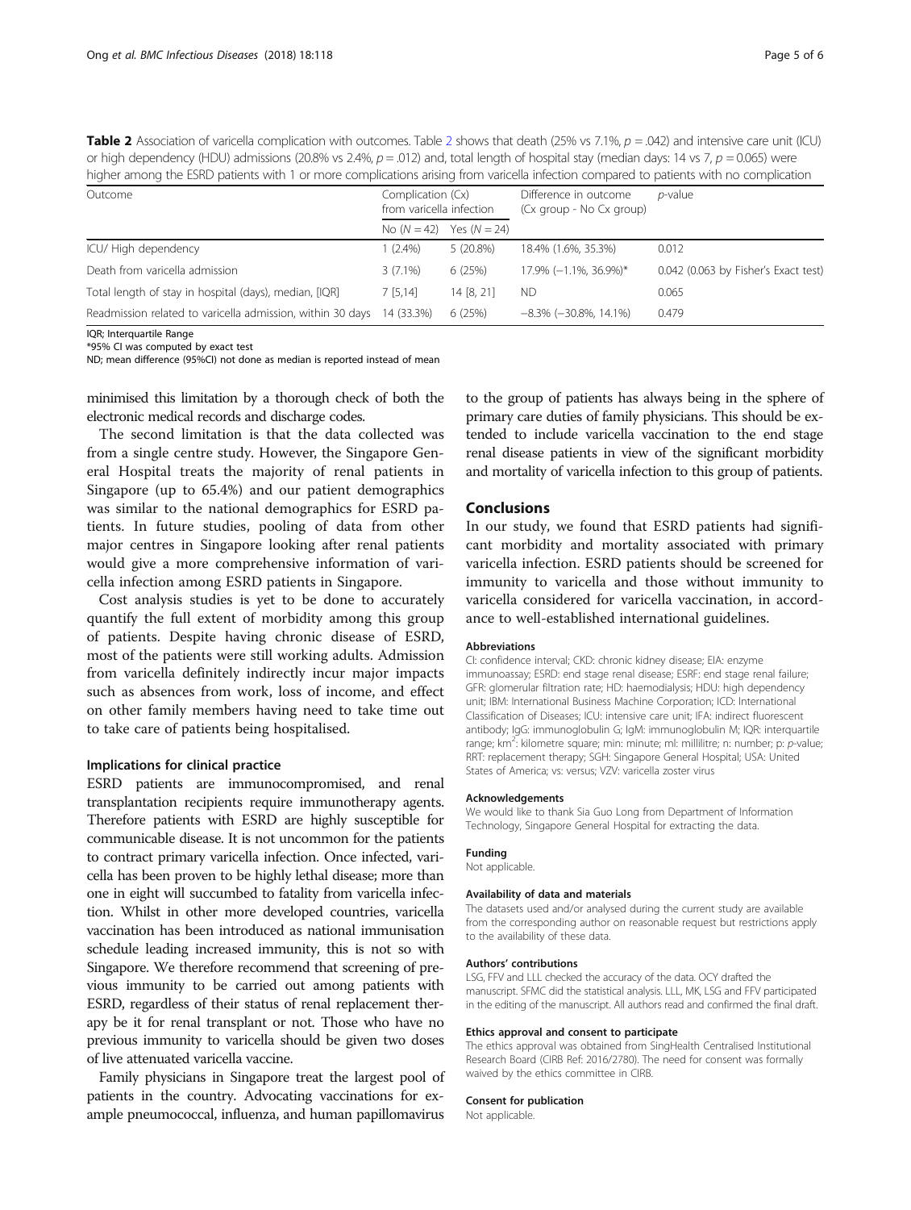**Table 2** Association of varicella complication with outcomes. Table 2 shows that death (25% vs 7.1%, $p = .042$) and intensive care unit (ICU) or high dependency (HDU) admissions (20.8% vs 2.4%, $p = .012$) and, total length of hospital stay (median days: 14 vs 7, $p = 0.065$) were higher among the ESRD patients with 1 or more complications arising from varicella infection compared to patients with no complication

| Outcome | Complication (Cx) from varicella infection | | Difference in outcome (Cx group - No Cx group) | p-value |
|---|---|---|---|---|
| | No (N = 42) | Yes (N = 24) | | |
| ICU/ High dependency | 1 (2.4%) | 5 (20.8%) | 18.4% (1.6%, 35.3%) | 0.012 |
| Death from varicella admission | 3 (7.1%) | 6 (25%) | 17.9% (−1.1%, 36.9%)* | 0.042 (0.063 by Fisher's Exact test) |
| Total length of stay in hospital (days), median, [IQR] | 7 [5,14] | 14 [8, 21] | ND | 0.065 |
| Readmission related to varicella admission, within 30 days | 14 (33.3%) | 6 (25%) | −8.3% (−30.8%, 14.1%) | 0.479 |

IQR; Interquartile Range
*95% CI was computed by exact test
ND; mean difference (95%CI) not done as median is reported instead of mean

minimised this limitation by a thorough check of both the electronic medical records and discharge codes.

The second limitation is that the data collected was from a single centre study. However, the Singapore General Hospital treats the majority of renal patients in Singapore (up to 65.4%) and our patient demographics was similar to the national demographics for ESRD patients. In future studies, pooling of data from other major centres in Singapore looking after renal patients would give a more comprehensive information of varicella infection among ESRD patients in Singapore.

Cost analysis studies is yet to be done to accurately quantify the full extent of morbidity among this group of patients. Despite having chronic disease of ESRD, most of the patients were still working adults. Admission from varicella definitely indirectly incur major impacts such as absences from work, loss of income, and effect on other family members having need to take time out to take care of patients being hospitalised.

### Implications for clinical practice

ESRD patients are immunocompromised, and renal transplantation recipients require immunotherapy agents. Therefore patients with ESRD are highly susceptible for communicable disease. It is not uncommon for the patients to contract primary varicella infection. Once infected, varicella has been proven to be highly lethal disease; more than one in eight will succumbed to fatality from varicella infection. Whilst in other more developed countries, varicella vaccination has been introduced as national immunisation schedule leading increased immunity, this is not so with Singapore. We therefore recommend that screening of previous immunity to be carried out among patients with ESRD, regardless of their status of renal replacement therapy be it for renal transplant or not. Those who have no previous immunity to varicella should be given two doses of live attenuated varicella vaccine.

Family physicians in Singapore treat the largest pool of patients in the country. Advocating vaccinations for example pneumococcal, influenza, and human papillomavirus to the group of patients has always being in the sphere of primary care duties of family physicians. This should be extended to include varicella vaccination to the end stage renal disease patients in view of the significant morbidity and mortality of varicella infection to this group of patients.

## Conclusions

In our study, we found that ESRD patients had significant morbidity and mortality associated with primary varicella infection. ESRD patients should be screened for immunity to varicella and those without immunity to varicella considered for varicella vaccination, in accordance to well-established international guidelines.

#### Abbreviations

CI: confidence interval; CKD: chronic kidney disease; EIA: enzyme immunoassay; ESRD: end stage renal disease; ESRF: end stage renal failure; GFR: glomerular filtration rate; HD: haemodialysis; HDU: high dependency unit; IBM: International Business Machine Corporation; ICD: International Classification of Diseases; ICU: intensive care unit; IFA: indirect fluorescent antibody; IgG: immunoglobulin G; IgM: immunoglobulin M; IQR: interquartile range; km$^2$: kilometre square; min: minute; ml: millilitre; n: number; p: p-value; RRT: replacement therapy; SGH: Singapore General Hospital; USA: United States of America; vs: versus; VZV: varicella zoster virus

#### Acknowledgements

We would like to thank Sia Guo Long from Department of Information Technology, Singapore General Hospital for extracting the data.

#### Funding

Not applicable.

#### Availability of data and materials

The datasets used and/or analysed during the current study are available from the corresponding author on reasonable request but restrictions apply to the availability of these data.

#### Authors' contributions

LSG, FFV and LLL checked the accuracy of the data. OCY drafted the manuscript. SFMC did the statistical analysis. LLL, MK, LSG and FFV participated in the editing of the manuscript. All authors read and confirmed the final draft.

#### Ethics approval and consent to participate

The ethics approval was obtained from SingHealth Centralised Institutional Research Board (CIRB Ref: 2016/2780). The need for consent was formally waived by the ethics committee in CIRB.

#### Consent for publication

Not applicable.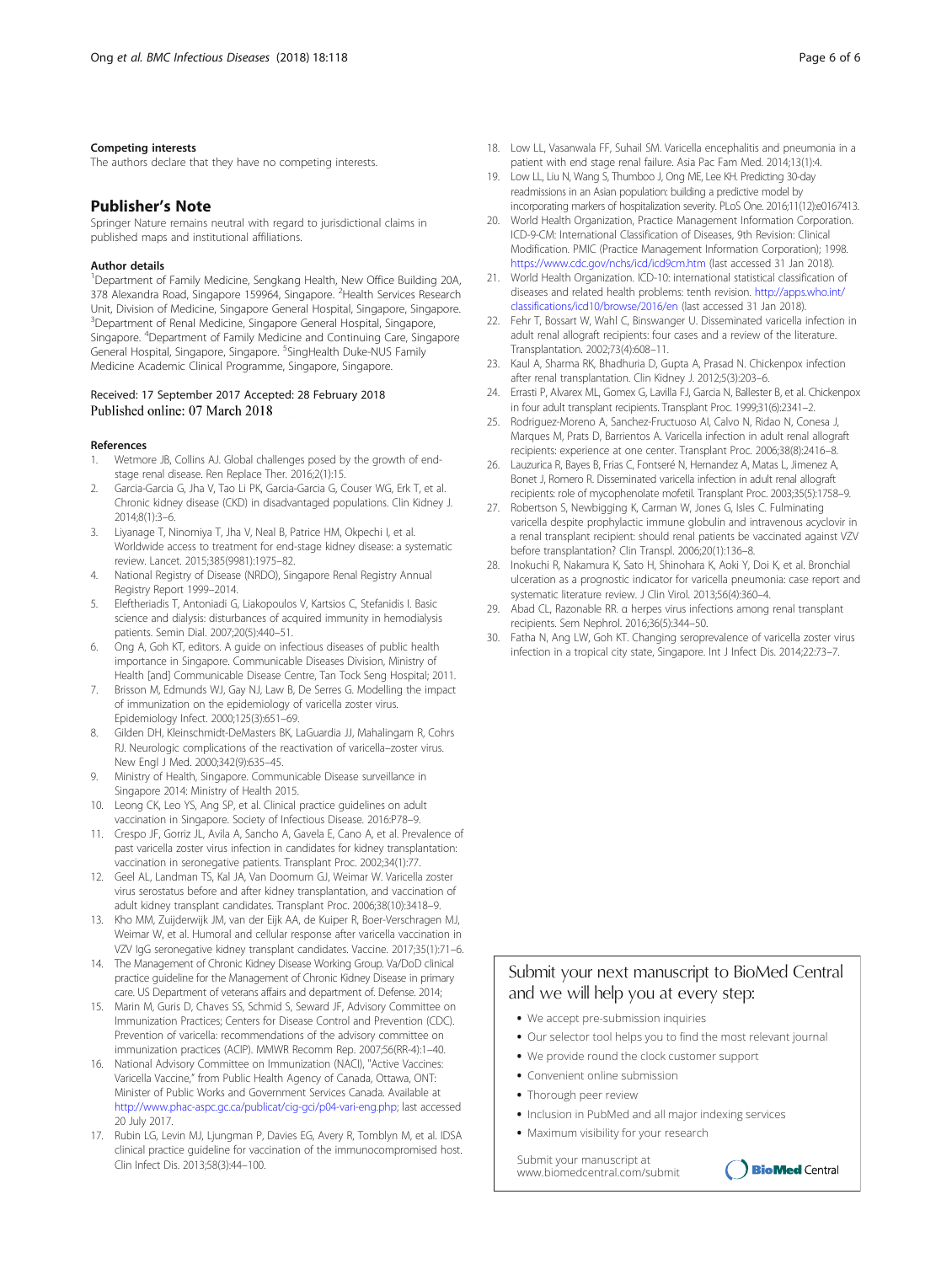### Competing interests

The authors declare that they have no competing interests.

## Publisher's Note

Springer Nature remains neutral with regard to jurisdictional claims in published maps and institutional affiliations.

### Author details

[1]Department of Family Medicine, Sengkang Health, New Office Building 20A, 378 Alexandra Road, Singapore 159964, Singapore. [2]Health Services Research Unit, Division of Medicine, Singapore General Hospital, Singapore, Singapore. [3]Department of Renal Medicine, Singapore General Hospital, Singapore, Singapore. [4]Department of Family Medicine and Continuing Care, Singapore General Hospital, Singapore, Singapore. [5]SingHealth Duke-NUS Family Medicine Academic Clinical Programme, Singapore, Singapore.

Received: 17 September 2017 Accepted: 28 February 2018
Published online: 07 March 2018

### References

1. Wetmore JB, Collins AJ. Global challenges posed by the growth of end-stage renal disease. Ren Replace Ther. 2016;2(1):15.
2. Garcia-Garcia G, Jha V, Tao Li PK, Garcia-Garcia G, Couser WG, Erk T, et al. Chronic kidney disease (CKD) in disadvantaged populations. Clin Kidney J. 2014;8(1):3–6.
3. Liyanage T, Ninomiya T, Jha V, Neal B, Patrice HM, Okpechi I, et al. Worldwide access to treatment for end-stage kidney disease: a systematic review. Lancet. 2015;385(9981):1975–82.
4. National Registry of Disease (NRDO), Singapore Renal Registry Annual Registry Report 1999–2014.
5. Eleftheriadis T, Antoniadi G, Liakopoulos V, Kartsios C, Stefanidis I. Basic science and dialysis: disturbances of acquired immunity in hemodialysis patients. Semin Dial. 2007;20(5):440–51.
6. Ong A, Goh KT, editors. A guide on infectious diseases of public health importance in Singapore. Communicable Diseases Division, Ministry of Health [and] Communicable Disease Centre, Tan Tock Seng Hospital; 2011.
7. Brisson M, Edmunds WJ, Gay NJ, Law B, De Serres G. Modelling the impact of immunization on the epidemiology of varicella zoster virus. Epidemiology Infect. 2000;125(3):651–69.
8. Gilden DH, Kleinschmidt-DeMasters BK, LaGuardia JJ, Mahalingam R, Cohrs RJ. Neurologic complications of the reactivation of varicella–zoster virus. New Engl J Med. 2000;342(9):635–45.
9. Ministry of Health, Singapore. Communicable Disease surveillance in Singapore 2014: Ministry of Health 2015.
10. Leong CK, Leo YS, Ang SP, et al. Clinical practice guidelines on adult vaccination in Singapore. Society of Infectious Disease. 2016:P78–9.
11. Crespo JF, Gorriz JL, Avila A, Sancho A, Gavela E, Cano A, et al. Prevalence of past varicella zoster virus infection in candidates for kidney transplantation: vaccination in seronegative patients. Transplant Proc. 2002;34(1):77.
12. Geel AL, Landman TS, Kal JA, Van Doomum GJ, Weimar W. Varicella zoster virus serostatus before and after kidney transplantation, and vaccination of adult kidney transplant candidates. Transplant Proc. 2006;38(10):3418–9.
13. Kho MM, Zuijderwijk JM, van der Eijk AA, de Kuiper R, Boer-Verschragen MJ, Weimar W, et al. Humoral and cellular response after varicella vaccination in VZV IgG seronegative kidney transplant candidates. Vaccine. 2017;35(1):71–6.
14. The Management of Chronic Kidney Disease Working Group. Va/DoD clinical practice guideline for the Management of Chronic Kidney Disease in primary care. US Department of veterans affairs and department of. Defense. 2014;
15. Marin M, Guris D, Chaves SS, Schmid S, Seward JF, Advisory Committee on Immunization Practices; Centers for Disease Control and Prevention (CDC). Prevention of varicella: recommendations of the advisory committee on immunization practices (ACIP). MMWR Recomm Rep. 2007;56(RR-4):1–40.
16. National Advisory Committee on Immunization (NACI), "Active Vaccines: Varicella Vaccine," from Public Health Agency of Canada, Ottawa, ONT: Minister of Public Works and Government Services Canada. Available at http://www.phac-aspc.gc.ca/publicat/cig-gci/p04-vari-eng.php; last accessed 20 July 2017.
17. Rubin LG, Levin MJ, Ljungman P, Davies EG, Avery R, Tomblyn M, et al. IDSA clinical practice guideline for vaccination of the immunocompromised host. Clin Infect Dis. 2013;58(3):44–100.
18. Low LL, Vasanwala FF, Suhail SM. Varicella encephalitis and pneumonia in a patient with end stage renal failure. Asia Pac Fam Med. 2014;13(1):4.
19. Low LL, Liu N, Wang S, Thumboo J, Ong ME, Lee KH. Predicting 30-day readmissions in an Asian population: building a predictive model by incorporating markers of hospitalization severity. PLoS One. 2016;11(12):e0167413.
20. World Health Organization, Practice Management Information Corporation. ICD-9-CM: International Classification of Diseases, 9th Revision: Clinical Modification. PMIC (Practice Management Information Corporation); 1998. https://www.cdc.gov/nchs/icd/icd9cm.htm (last accessed 31 Jan 2018).
21. World Health Organization. ICD-10: international statistical classification of diseases and related health problems: tenth revision. http://apps.who.int/classifications/icd10/browse/2016/en (last accessed 31 Jan 2018).
22. Fehr T, Bossart W, Wahl C, Binswanger U. Disseminated varicella infection in adult renal allograft recipients: four cases and a review of the literature. Transplantation. 2002;73(4):608–11.
23. Kaul A, Sharma RK, Bhadhuria D, Gupta A, Prasad N. Chickenpox infection after renal transplantation. Clin Kidney J. 2012;5(3):203–6.
24. Errasti P, Alvarex ML, Gomex G, Lavilla FJ, Garcia N, Ballester B, et al. Chickenpox in four adult transplant recipients. Transplant Proc. 1999;31(6):2341–2.
25. Rodriguez-Moreno A, Sanchez-Fructuoso AI, Calvo N, Ridao N, Conesa J, Marques M, Prats D, Barrientos A. Varicella infection in adult renal allograft recipients: experience at one center. Transplant Proc. 2006;38(8):2416–8.
26. Lauzurica R, Bayes B, Frias C, Fontseré N, Hernandez A, Matas L, Jimenez A, Bonet J, Romero R. Disseminated varicella infection in adult renal allograft recipients: role of mycophenolate mofetil. Transplant Proc. 2003;35(5):1758–9.
27. Robertson S, Newbigging K, Carman W, Jones G, Isles C. Fulminating varicella despite prophylactic immune globulin and intravenous acyclovir in a renal transplant recipient: should renal patients be vaccinated against VZV before transplantation? Clin Transpl. 2006;20(1):136–8.
28. Inokuchi R, Nakamura K, Sato H, Shinohara K, Aoki Y, Doi K, et al. Bronchial ulceration as a prognostic indicator for varicella pneumonia: case report and systematic literature review. J Clin Virol. 2013;56(4):360–4.
29. Abad CL, Razonable RR. α herpes virus infections among renal transplant recipients. Sem Nephrol. 2016;36(5):344–50.
30. Fatha N, Ang LW, Goh KT. Changing seroprevalence of varicella zoster virus infection in a tropical city state, Singapore. Int J Infect Dis. 2014;22:73–7.

Submit your next manuscript to BioMed Central and we will help you at every step:

- We accept pre-submission inquiries
- Our selector tool helps you to find the most relevant journal
- We provide round the clock customer support
- Convenient online submission
- Thorough peer review
- Inclusion in PubMed and all major indexing services
- Maximum visibility for your research

Submit your manuscript at www.biomedcentral.com/submit

BioMed Central